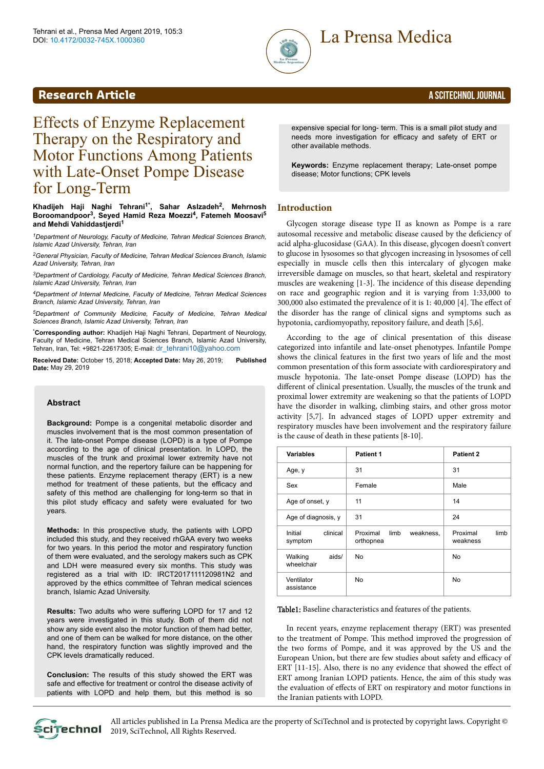Research Article

# Effects of Enzyme Replacement Therapy on the Respiratory and Motor Functions Among Patients with Late-Onset Pompe Disease for Long-Term

**Khadijeh Haji Naghi Tehrani[1*], Sahar Aslzadeh[2], Mehrnosh Boroomandpoor[3], Seyed Hamid Reza Moezzi[4], Fatemeh Moosavi[5] and Mehdi Vahiddastjerdi[1]**

*[1]Department of Neurology, Faculty of Medicine, Tehran Medical Sciences Branch, Islamic Azad University, Tehran, Iran*

*[2]General Physician, Faculty of Medicine, Tehran Medical Sciences Branch, Islamic Azad University, Tehran, Iran*

*[3]Department of Cardiology, Faculty of Medicine, Tehran Medical Sciences Branch, Islamic Azad University, Tehran, Iran*

*[4]Department of Internal Medicine, Faculty of Medicine, Tehran Medical Sciences Branch, Islamic Azad University, Tehran, Iran*

*[5]Department of Community Medicine, Faculty of Medicine, Tehran Medical Sciences Branch, Islamic Azad University, Tehran, Iran*

*Corresponding author:** Khadijeh Haji Naghi Tehrani, Department of Neurology, Faculty of Medicine, Tehran Medical Sciences Branch, Islamic Azad University, Tehran, Iran, Tel: +9821-22617305; E-mail: dr_tehrani10@yahoo.com

**Received Date:** October 15, 2018; **Accepted Date:** May 26, 2019; **Published Date:** May 29, 2019

## Abstract

**Background:** Pompe is a congenital metabolic disorder and muscles involvement that is the most common presentation of it. The late-onset Pompe disease (LOPD) is a type of Pompe according to the age of clinical presentation. In LOPD, the muscles of the trunk and proximal lower extremity have not normal function, and the repertory failure can be happening for these patients. Enzyme replacement therapy (ERT) is a new method for treatment of these patients, but the efficacy and safety of this method are challenging for long-term so that in this pilot study efficacy and safety were evaluated for two years.

**Methods:** In this prospective study, the patients with LOPD included this study, and they received rhGAA every two weeks for two years. In this period the motor and respiratory function of them were evaluated, and the serology makers such as CPK and LDH were measured every six months. This study was registered as a trial with ID: IRCT2017111120981N2 and approved by the ethics committee of Tehran medical sciences branch, Islamic Azad University.

**Results:** Two adults who were suffering LOPD for 17 and 12 years were investigated in this study. Both of them did not show any side event also the motor function of them had better, and one of them can be walked for more distance, on the other hand, the respiratory function was slightly improved and the CPK levels dramatically reduced.

**Conclusion:** The results of this study showed the ERT was safe and effective for treatment or control the disease activity of patients with LOPD and help them, but this method is so expensive special for long- term. This is a small pilot study and needs more investigation for efficacy and safety of ERT or other available methods.

**Keywords:** Enzyme replacement therapy; Late-onset pompe disease; Motor functions; CPK levels

## Introduction

Glycogen storage disease type II as known as Pompe is a rare autosomal recessive and metabolic disease caused by the deficiency of acid alpha-glucosidase (GAA). In this disease, glycogen doesn't convert to glucose in lysosomes so that glycogen increasing in lysosomes of cell especially in muscle cells then this intercalary of glycogen make irreversible damage on muscles, so that heart, skeletal and respiratory muscles are weakening [1-3]. The incidence of this disease depending on race and geographic region and it is varying from 1:33,000 to 300,000 also estimated the prevalence of it is 1: 40,000 [4]. The effect of the disorder has the range of clinical signs and symptoms such as hypotonia, cardiomyopathy, repository failure, and death [5,6].

According to the age of clinical presentation of this disease categorized into infantile and late-onset phenotypes. Infantile Pompe shows the clinical features in the first two years of life and the most common presentation of this form associate with cardiorespiratory and muscle hypotonia. The late-onset Pompe disease (LOPD) has the different of clinical presentation. Usually, the muscles of the trunk and proximal lower extremity are weakening so that the patients of LOPD have the disorder in walking, climbing stairs, and other gross motor activity [5,7]. In advanced stages of LOPD upper extremity and respiratory muscles have been involvement and the respiratory failure is the cause of death in these patients [8-10].

| Variables | Patient 1 | Patient 2 |
|---|---|---|
| Age, y | 31 | 31 |
| Sex | Female | Male |
| Age of onset, y | 11 | 14 |
| Age of diagnosis, y | 31 | 24 |
| Initial clinical symptom | Proximal limb weakness, orthopnea | Proximal limb weakness |
| Walking aids/ wheelchair | No | No |
| Ventilator assistance | No | No |

**Table1:** Baseline characteristics and features of the patients.

In recent years, enzyme replacement therapy (ERT) was presented to the treatment of Pompe. This method improved the progression of the two forms of Pompe, and it was approved by the US and the European Union, but there are few studies about safety and efficacy of ERT [11-15]. Also, there is no any evidence that showed the effect of ERT among Iranian LOPD patients. Hence, the aim of this study was the evaluation of effects of ERT on respiratory and motor functions in the Iranian patients with LOPD.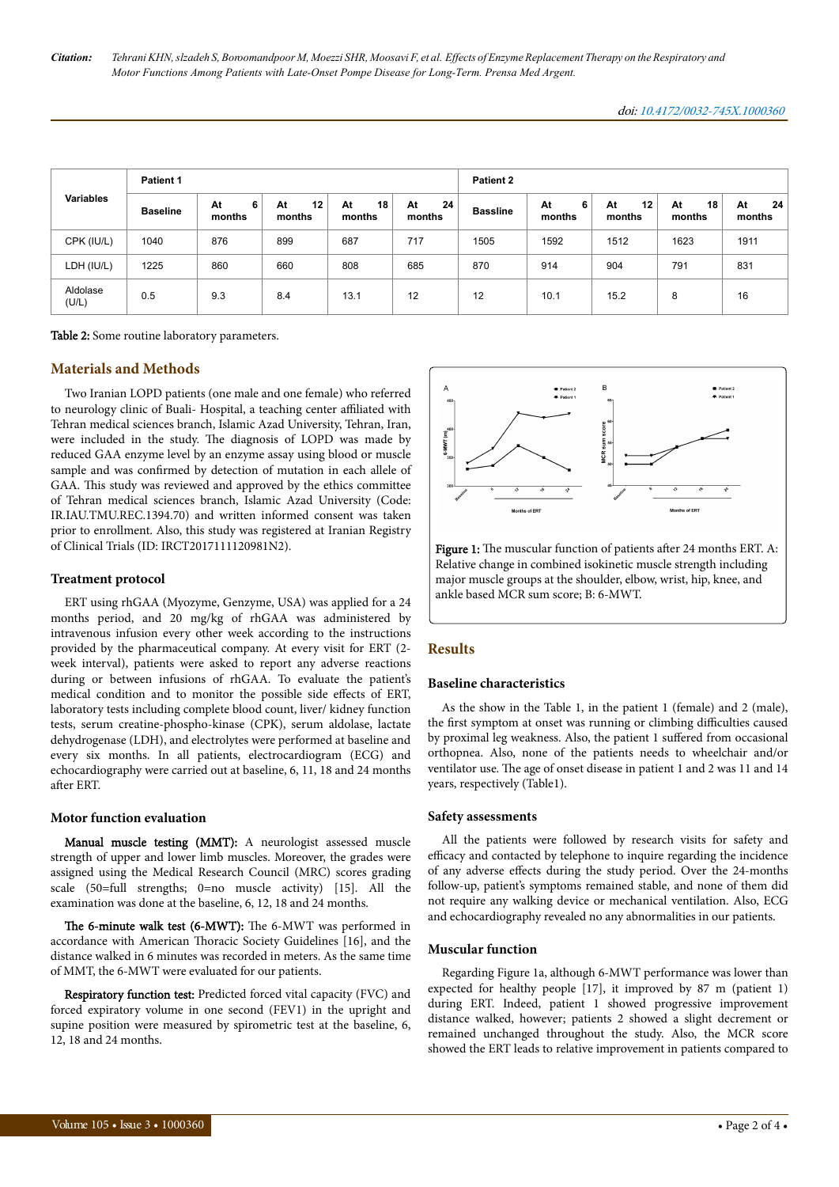| Variables | Patient 1 | | | | | Patient 2 | | | | |
|---|---|---|---|---|---|---|---|---|---|---|
| | Baseline | At 6 months | At 12 months | At 18 months | At 24 months | Bassline | At 6 months | At 12 months | At 18 months | At 24 months |
| CPK (IU/L) | 1040 | 876 | 899 | 687 | 717 | 1505 | 1592 | 1512 | 1623 | 1911 |
| LDH (IU/L) | 1225 | 860 | 660 | 808 | 685 | 870 | 914 | 904 | 791 | 831 |
| Aldolase (U/L) | 0.5 | 9.3 | 8.4 | 13.1 | 12 | 12 | 10.1 | 15.2 | 8 | 16 |

**Table 2:** Some routine laboratory parameters.

## Materials and Methods

Two Iranian LOPD patients (one male and one female) who referred to neurology clinic of Buali- Hospital, a teaching center affiliated with Tehran medical sciences branch, Islamic Azad University, Tehran, Iran, were included in the study. The diagnosis of LOPD was made by reduced GAA enzyme level by an enzyme assay using blood or muscle sample and was confirmed by detection of mutation in each allele of GAA. This study was reviewed and approved by the ethics committee of Tehran medical sciences branch, Islamic Azad University (Code: IR.IAU.TMU.REC.1394.70) and written informed consent was taken prior to enrollment. Also, this study was registered at Iranian Registry of Clinical Trials (ID: IRCT2017111120981N2).

### Treatment protocol

ERT using rhGAA (Myozyme, Genzyme, USA) was applied for a 24 months period, and 20 mg/kg of rhGAA was administered by intravenous infusion every other week according to the instructions provided by the pharmaceutical company. At every visit for ERT (2-week interval), patients were asked to report any adverse reactions during or between infusions of rhGAA. To evaluate the patient's medical condition and to monitor the possible side effects of ERT, laboratory tests including complete blood count, liver/ kidney function tests, serum creatine-phospho-kinase (CPK), serum aldolase, lactate dehydrogenase (LDH), and electrolytes were performed at baseline and every six months. In all patients, electrocardiogram (ECG) and echocardiography were carried out at baseline, 6, 11, 18 and 24 months after ERT.

### Motor function evaluation

**Manual muscle testing (MMT):** A neurologist assessed muscle strength of upper and lower limb muscles. Moreover, the grades were assigned using the Medical Research Council (MRC) scores grading scale (50=full strengths; 0=no muscle activity) [15]. All the examination was done at the baseline, 6, 12, 18 and 24 months.

**The 6-minute walk test (6-MWT):** The 6-MWT was performed in accordance with American Thoracic Society Guidelines [16], and the distance walked in 6 minutes was recorded in meters. As the same time of MMT, the 6-MWT were evaluated for our patients.

**Respiratory function test:** Predicted forced vital capacity (FVC) and forced expiratory volume in one second (FEV1) in the upright and supine position were measured by spirometric test at the baseline, 6, 12, 18 and 24 months.

**Figure 1:** The muscular function of patients after 24 months ERT. A: Relative change in combined isokinetic muscle strength including major muscle groups at the shoulder, elbow, wrist, hip, knee, and ankle based MCR sum score; B: 6-MWT.

## Results

### Baseline characteristics

As the show in the Table 1, in the patient 1 (female) and 2 (male), the first symptom at onset was running or climbing difficulties caused by proximal leg weakness. Also, the patient 1 suffered from occasional orthopnea. Also, none of the patients needs to wheelchair and/or ventilator use. The age of onset disease in patient 1 and 2 was 11 and 14 years, respectively (Table1).

### Safety assessments

All the patients were followed by research visits for safety and efficacy and contacted by telephone to inquire regarding the incidence of any adverse effects during the study period. Over the 24-months follow-up, patient's symptoms remained stable, and none of them did not require any walking device or mechanical ventilation. Also, ECG and echocardiography revealed no any abnormalities in our patients.

### Muscular function

Regarding Figure 1a, although 6-MWT performance was lower than expected for healthy people [17], it improved by 87 m (patient 1) during ERT. Indeed, patient 1 showed progressive improvement distance walked, however; patients 2 showed a slight decrement or remained unchanged throughout the study. Also, the MCR score showed the ERT leads to relative improvement in patients compared to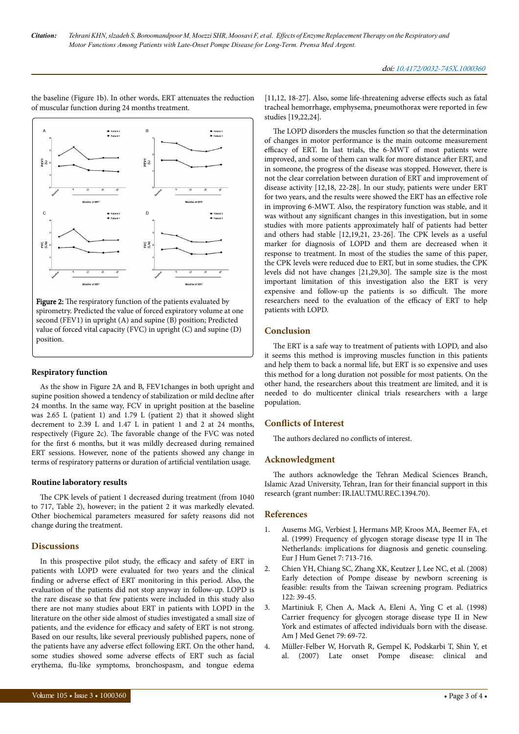the baseline (Figure 1b). In other words, ERT attenuates the reduction of muscular function during 24 months treatment.

Figure 2: The respiratory function of the patients evaluated by spirometry. Predicted the value of forced expiratory volume at one second (FEV1) in upright (A) and supine (B) position; Predicted value of forced vital capacity (FVC) in upright (C) and supine (D) position.

### Respiratory function

As the show in Figure 2A and B, FEV1changes in both upright and supine position showed a tendency of stabilization or mild decline after 24 months. In the same way, FCV in upright position at the baseline was 2.65 L (patient 1) and 1.79 L (patient 2) that it showed slight decrement to 2.39 L and 1.47 L in patient 1 and 2 at 24 months, respectively (Figure 2c). The favorable change of the FVC was noted for the first 6 months, but it was mildly decreased during remained ERT sessions. However, none of the patients showed any change in terms of respiratory patterns or duration of artificial ventilation usage.

### Routine laboratory results

The CPK levels of patient 1 decreased during treatment (from 1040 to 717, Table 2), however; in the patient 2 it was markedly elevated. Other biochemical parameters measured for safety reasons did not change during the treatment.

## Discussions

In this prospective pilot study, the efficacy and safety of ERT in patients with LOPD were evaluated for two years and the clinical finding or adverse effect of ERT monitoring in this period. Also, the evaluation of the patients did not stop anyway in follow-up. LOPD is the rare disease so that few patients were included in this study also there are not many studies about ERT in patients with LOPD in the literature on the other side almost of studies investigated a small size of patients, and the evidence for efficacy and safety of ERT is not strong. Based on our results, like several previously published papers, none of the patients have any adverse effect following ERT. On the other hand, some studies showed some adverse effects of ERT such as facial erythema, flu-like symptoms, bronchospasm, and tongue edema [11,12, 18-27]. Also, some life-threatening adverse effects such as fatal tracheal hemorrhage, emphysema, pneumothorax were reported in few studies [19,22,24].

The LOPD disorders the muscles function so that the determination of changes in motor performance is the main outcome measurement efficacy of ERT. In last trials, the 6-MWT of most patients were improved, and some of them can walk for more distance after ERT, and in someone, the progress of the disease was stopped. However, there is not the clear correlation between duration of ERT and improvement of disease activity [12,18, 22-28]. In our study, patients were under ERT for two years, and the results were showed the ERT has an effective role in improving 6-MWT. Also, the respiratory function was stable, and it was without any significant changes in this investigation, but in some studies with more patients approximately half of patients had better and others had stable [12,19,21, 23-26]. The CPK levels as a useful marker for diagnosis of LOPD and them are decreased when it response to treatment. In most of the studies the same of this paper, the CPK levels were reduced due to ERT, but in some studies, the CPK levels did not have changes [21,29,30]. The sample size is the most important limitation of this investigation also the ERT is very expensive and follow-up the patients is so difficult. The more researchers need to the evaluation of the efficacy of ERT to help patients with LOPD.

## Conclusion

The ERT is a safe way to treatment of patients with LOPD, and also it seems this method is improving muscles function in this patients and help them to back a normal life, but ERT is so expensive and uses this method for a long duration not possible for most patients. On the other hand, the researchers about this treatment are limited, and it is needed to do multicenter clinical trials researchers with a large population.

## Conflicts of Interest

The authors declared no conflicts of interest.

## Acknowledgment

The authors acknowledge the Tehran Medical Sciences Branch, Islamic Azad University, Tehran, Iran for their financial support in this research (grant number: IR.IAU.TMU.REC.1394.70).

## References

1. Ausems MG, Verbiest J, Hermans MP, Kroos MA, Beemer FA, et al. (1999) Frequency of glycogen storage disease type II in The Netherlands: implications for diagnosis and genetic counseling. Eur J Hum Genet 7: 713-716.
2. Chien YH, Chiang SC, Zhang XK, Keutzer J, Lee NC, et al. (2008) Early detection of Pompe disease by newborn screening is feasible: results from the Taiwan screening program. Pediatrics 122: 39-45.
3. Martiniuk F, Chen A, Mack A, Eleni A, Ying C et al. (1998) Carrier frequency for glycogen storage disease type II in New York and estimates of affected individuals born with the disease. Am J Med Genet 79: 69-72.
4. Müller-Felber W, Horvath R, Gempel K, Podskarbi T, Shin Y, et al. (2007) Late onset Pompe disease: clinical and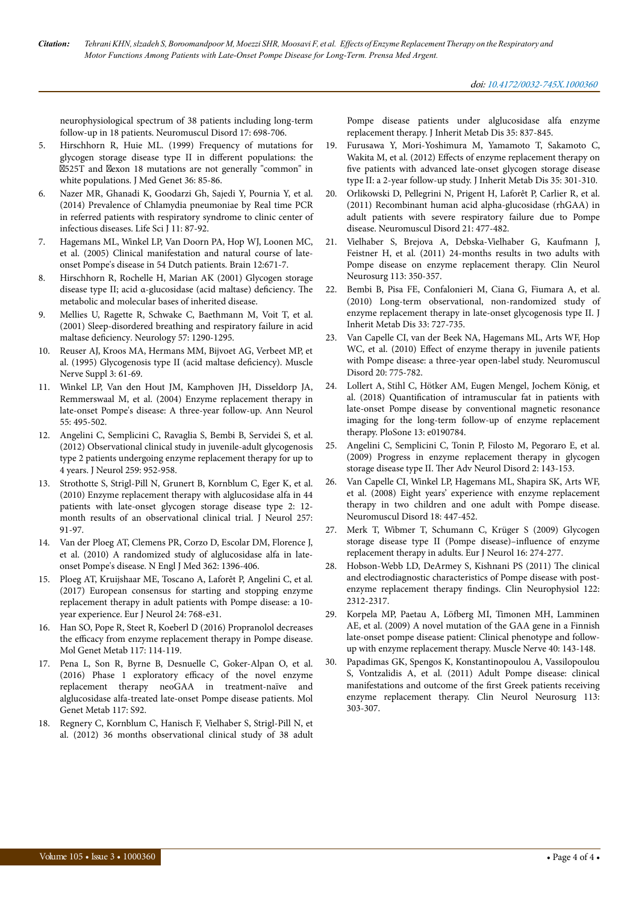neurophysiological spectrum of 38 patients including long-term follow-up in 18 patients. Neuromuscul Disord 17: 698-706.

5. Hirschhorn R, Huie ML. (1999) Frequency of mutations for glycogen storage disease type II in different populations: the 525T and exon 18 mutations are not generally "common" in white populations. J Med Genet 36: 85-86.
6. Nazer MR, Ghanadi K, Goodarzi Gh, Sajedi Y, Pournia Y, et al. (2014) Prevalence of Chlamydia pneumoniae by Real time PCR in referred patients with respiratory syndrome to clinic center of infectious diseases. Life Sci J 11: 87-92.
7. Hagemans ML, Winkel LP, Van Doorn PA, Hop WJ, Loonen MC, et al. (2005) Clinical manifestation and natural course of late-onset Pompe's disease in 54 Dutch patients. Brain 12:671-7.
8. Hirschhorn R, Rochelle H, Marian AK (2001) Glycogen storage disease type II; acid α-glucosidase (acid maltase) deficiency. The metabolic and molecular bases of inherited disease.
9. Mellies U, Ragette R, Schwake C, Baethmann M, Voit T, et al. (2001) Sleep-disordered breathing and respiratory failure in acid maltase deficiency. Neurology 57: 1290-1295.
10. Reuser AJ, Kroos MA, Hermans MM, Bijvoet AG, Verbeet MP, et al. (1995) Glycogenosis type II (acid maltase deficiency). Muscle Nerve Suppl 3: 61-69.
11. Winkel LP, Van den Hout JM, Kamphoven JH, Disseldorp JA, Remmerswaal M, et al. (2004) Enzyme replacement therapy in late-onset Pompe's disease: A three-year follow-up. Ann Neurol 55: 495-502.
12. Angelini C, Semplicini C, Ravaglia S, Bembi B, Servidei S, et al. (2012) Observational clinical study in juvenile-adult glycogenosis type 2 patients undergoing enzyme replacement therapy for up to 4 years. J Neurol 259: 952-958.
13. Strothotte S, Strigl-Pill N, Grunert B, Kornblum C, Eger K, et al. (2010) Enzyme replacement therapy with alglucosidase alfa in 44 patients with late-onset glycogen storage disease type 2: 12-month results of an observational clinical trial. J Neurol 257: 91-97.
14. Van der Ploeg AT, Clemens PR, Corzo D, Escolar DM, Florence J, et al. (2010) A randomized study of alglucosidase alfa in late-onset Pompe's disease. N Engl J Med 362: 1396-406.
15. Ploeg AT, Kruijshaar ME, Toscano A, Laforêt P, Angelini C, et al. (2017) European consensus for starting and stopping enzyme replacement therapy in adult patients with Pompe disease: a 10-year experience. Eur J Neurol 24: 768-e31.
16. Han SO, Pope R, Steet R, Koeberl D (2016) Propranolol decreases the efficacy from enzyme replacement therapy in Pompe disease. Mol Genet Metab 117: 114-119.
17. Pena L, Son R, Byrne B, Desnuelle C, Goker-Alpan O, et al. (2016) Phase 1 exploratory efficacy of the novel enzyme replacement therapy neoGAA in treatment-naïve and alglucosidase alfa-treated late-onset Pompe disease patients. Mol Genet Metab 117: S92.
18. Regnery C, Kornblum C, Hanisch F, Vielhaber S, Strigl-Pill N, et al. (2012) 36 months observational clinical study of 38 adult Pompe disease patients under alglucosidase alfa enzyme replacement therapy. J Inherit Metab Dis 35: 837-845.
19. Furusawa Y, Mori-Yoshimura M, Yamamoto T, Sakamoto C, Wakita M, et al. (2012) Effects of enzyme replacement therapy on five patients with advanced late-onset glycogen storage disease type II: a 2-year follow-up study. J Inherit Metab Dis 35: 301-310.
20. Orlikowski D, Pellegrini N, Prigent H, Laforêt P, Carlier R, et al. (2011) Recombinant human acid alpha-glucosidase (rhGAA) in adult patients with severe respiratory failure due to Pompe disease. Neuromuscul Disord 21: 477-482.
21. Vielhaber S, Brejova A, Debska-Vielhaber G, Kaufmann J, Feistner H, et al. (2011) 24-months results in two adults with Pompe disease on enzyme replacement therapy. Clin Neurol Neurosurg 113: 350-357.
22. Bembi B, Pisa FE, Confalonieri M, Ciana G, Fiumara A, et al. (2010) Long-term observational, non-randomized study of enzyme replacement therapy in late-onset glycogenosis type II. J Inherit Metab Dis 33: 727-735.
23. Van Capelle CI, van der Beek NA, Hagemans ML, Arts WF, Hop WC, et al. (2010) Effect of enzyme therapy in juvenile patients with Pompe disease: a three-year open-label study. Neuromuscul Disord 20: 775-782.
24. Lollert A, Stihl C, Hötker AM, Eugen Mengel, Jochem König, et al. (2018) Quantification of intramuscular fat in patients with late-onset Pompe disease by conventional magnetic resonance imaging for the long-term follow-up of enzyme replacement therapy. PloSone 13: e0190784.
25. Angelini C, Semplicini C, Tonin P, Filosto M, Pegoraro E, et al. (2009) Progress in enzyme replacement therapy in glycogen storage disease type II. Ther Adv Neurol Disord 2: 143-153.
26. Van Capelle CI, Winkel LP, Hagemans ML, Shapira SK, Arts WF, et al. (2008) Eight years' experience with enzyme replacement therapy in two children and one adult with Pompe disease. Neuromuscul Disord 18: 447-452.
27. Merk T, Wibmer T, Schumann C, Krüger S (2009) Glycogen storage disease type II (Pompe disease)–influence of enzyme replacement therapy in adults. Eur J Neurol 16: 274-277.
28. Hobson-Webb LD, DeArmey S, Kishnani PS (2011) The clinical and electrodiagnostic characteristics of Pompe disease with post-enzyme replacement therapy findings. Clin Neurophysiol 122: 2312-2317.
29. Korpela MP, Paetau A, Löfberg MI, Timonen MH, Lamminen AE, et al. (2009) A novel mutation of the GAA gene in a Finnish late-onset pompe disease patient: Clinical phenotype and follow-up with enzyme replacement therapy. Muscle Nerve 40: 143-148.
30. Papadimas GK, Spengos K, Konstantinopoulou A, Vassilopoulou S, Vontzalidis A, et al. (2011) Adult Pompe disease: clinical manifestations and outcome of the first Greek patients receiving enzyme replacement therapy. Clin Neurol Neurosurg 113: 303-307.